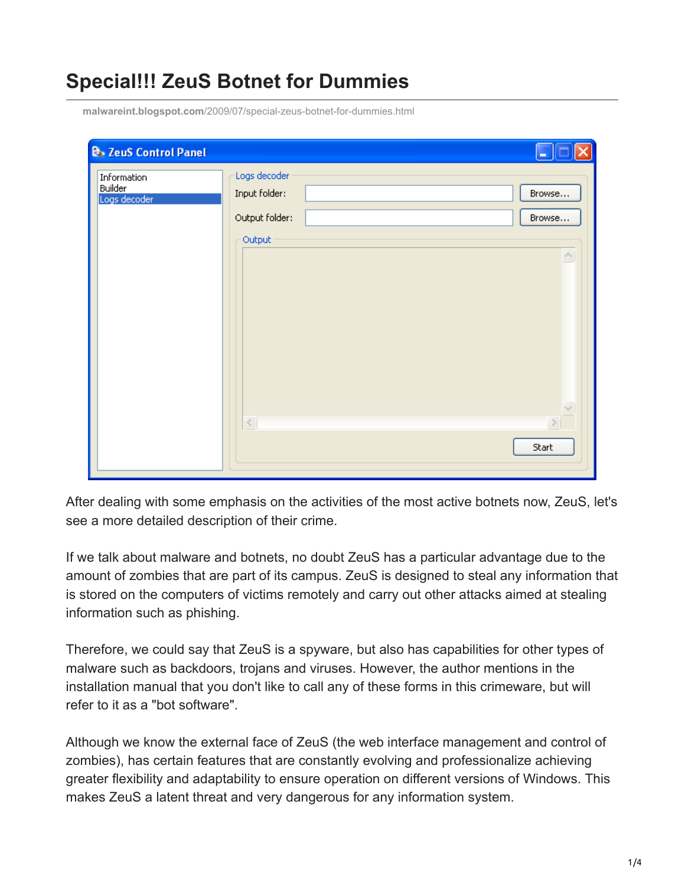# Special!!! ZeuS Botnet for Dummies

malwareint.blogspot.com/2009/07/special-zeus-botnet-for-dummies.html

After dealing with some emphasis on the activities of the most active botnets now, ZeuS, let's see a more detailed description of their crime.

If we talk about malware and botnets, no doubt ZeuS has a particular advantage due to the amount of zombies that are part of its campus. ZeuS is designed to steal any information that is stored on the computers of victims remotely and carry out other attacks aimed at stealing information such as phishing.

Therefore, we could say that ZeuS is a spyware, but also has capabilities for other types of malware such as backdoors, trojans and viruses. However, the author mentions in the installation manual that you don't like to call any of these forms in this crimeware, but will refer to it as a "bot software".

Although we know the external face of ZeuS (the web interface management and control of zombies), has certain features that are constantly evolving and professionalize achieving greater flexibility and adaptability to ensure operation on different versions of Windows. This makes ZeuS a latent threat and very dangerous for any information system.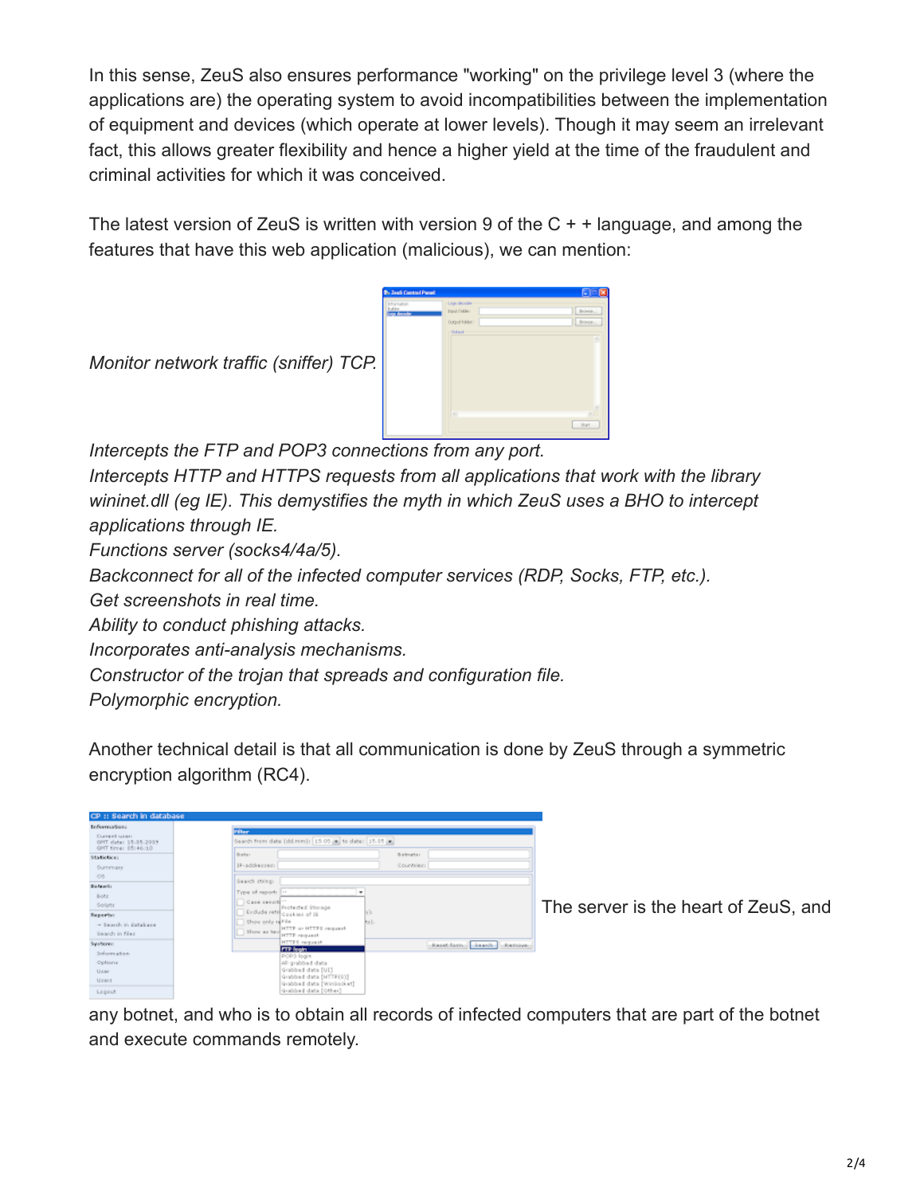In this sense, ZeuS also ensures performance "working" on the privilege level 3 (where the applications are) the operating system to avoid incompatibilities between the implementation of equipment and devices (which operate at lower levels). Though it may seem an irrelevant fact, this allows greater flexibility and hence a higher yield at the time of the fraudulent and criminal activities for which it was conceived.

The latest version of ZeuS is written with version 9 of the C + + language, and among the features that have this web application (malicious), we can mention:

*Monitor network traffic (sniffer) TCP.*
*Intercepts the FTP and POP3 connections from any port.*
*Intercepts HTTP and HTTPS requests from all applications that work with the library wininet.dll (eg IE). This demystifies the myth in which ZeuS uses a BHO to intercept applications through IE.*
*Functions server (socks4/4a/5).*
*Backconnect for all of the infected computer services (RDP, Socks, FTP, etc.).*
*Get screenshots in real time.*
*Ability to conduct phishing attacks.*
*Incorporates anti-analysis mechanisms.*
*Constructor of the trojan that spreads and configuration file.*
*Polymorphic encryption.*

Another technical detail is that all communication is done by ZeuS through a symmetric encryption algorithm (RC4).

The server is the heart of ZeuS, and any botnet, and who is to obtain all records of infected computers that are part of the botnet and execute commands remotely.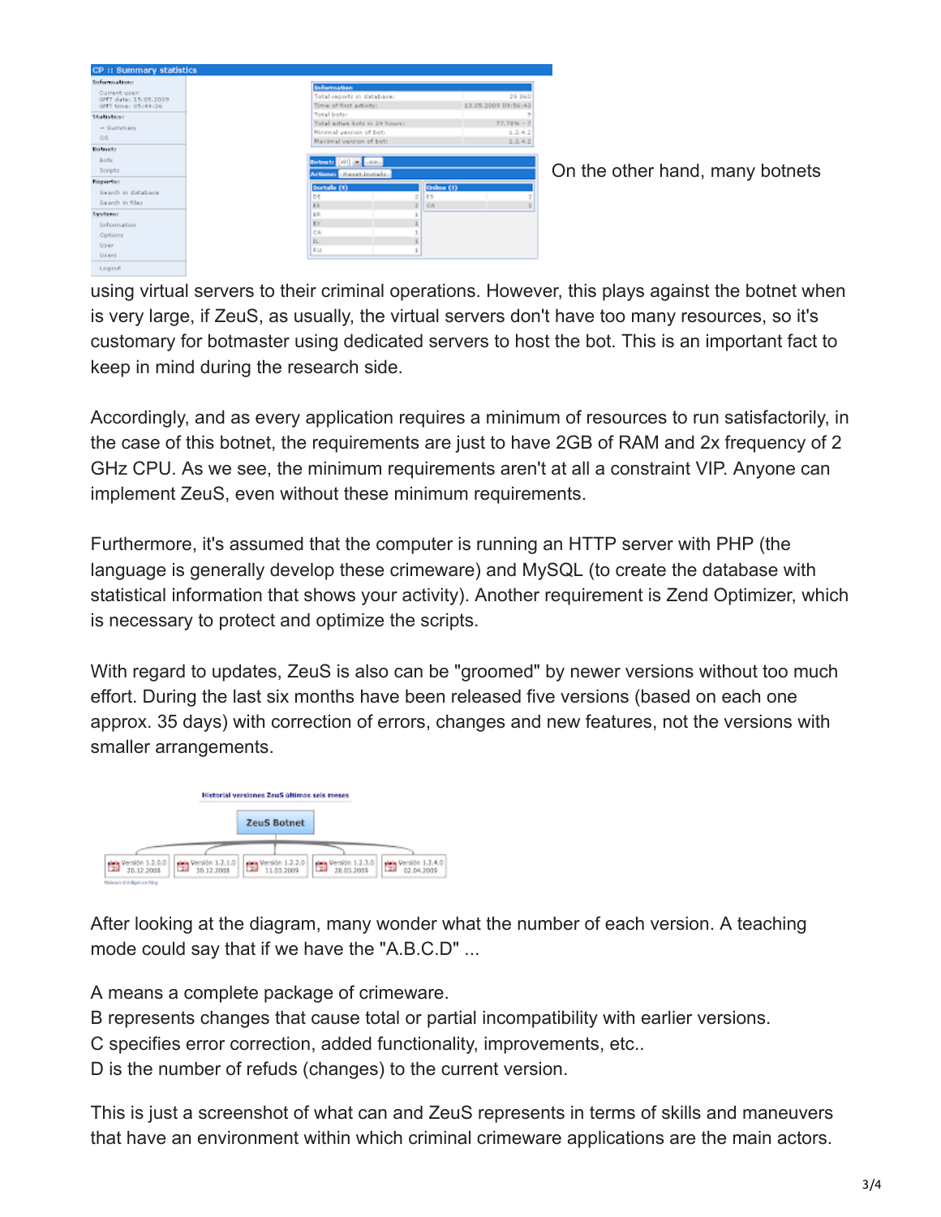On the other hand, many botnets using virtual servers to their criminal operations. However, this plays against the botnet when is very large, if ZeuS, as usually, the virtual servers don't have too many resources, so it's customary for botmaster using dedicated servers to host the bot. This is an important fact to keep in mind during the research side.

Accordingly, and as every application requires a minimum of resources to run satisfactorily, in the case of this botnet, the requirements are just to have 2GB of RAM and 2x frequency of 2 GHz CPU. As we see, the minimum requirements aren't at all a constraint VIP. Anyone can implement ZeuS, even without these minimum requirements.

Furthermore, it's assumed that the computer is running an HTTP server with PHP (the language is generally develop these crimeware) and MySQL (to create the database with statistical information that shows your activity). Another requirement is Zend Optimizer, which is necessary to protect and optimize the scripts.

With regard to updates, ZeuS is also can be "groomed" by newer versions without too much effort. During the last six months have been released five versions (based on each one approx. 35 days) with correction of errors, changes and new features, not the versions with smaller arrangements.

After looking at the diagram, many wonder what the number of each version. A teaching mode could say that if we have the "A.B.C.D" ...

A means a complete package of crimeware.
B represents changes that cause total or partial incompatibility with earlier versions.
C specifies error correction, added functionality, improvements, etc..
D is the number of refuds (changes) to the current version.

This is just a screenshot of what can and ZeuS represents in terms of skills and maneuvers that have an environment within which criminal crimeware applications are the main actors.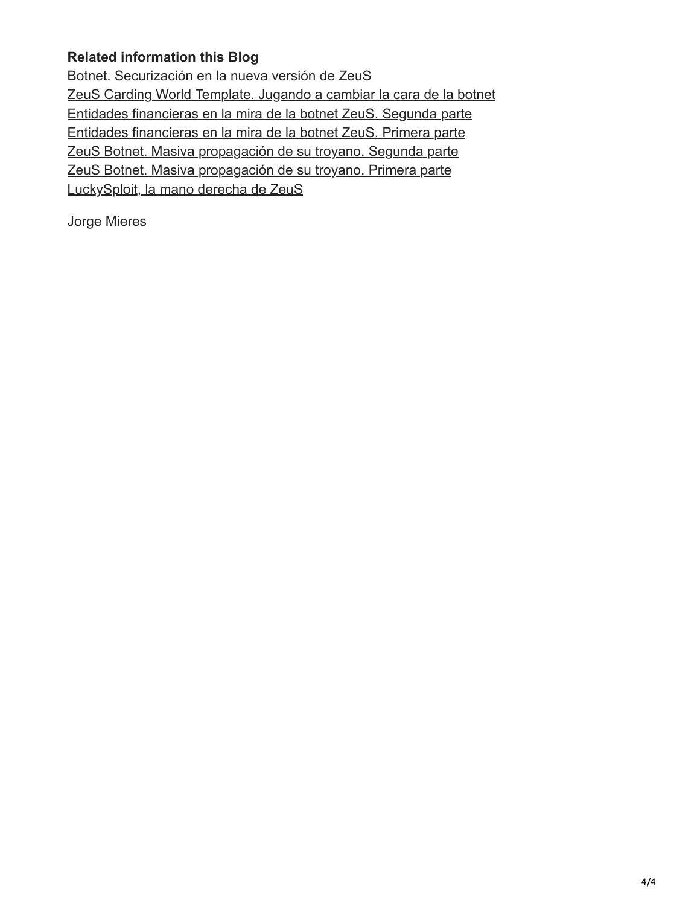**Related information this Blog**

Botnet. Securización en la nueva versión de ZeuS
ZeuS Carding World Template. Jugando a cambiar la cara de la botnet
Entidades financieras en la mira de la botnet ZeuS. Segunda parte
Entidades financieras en la mira de la botnet ZeuS. Primera parte
ZeuS Botnet. Masiva propagación de su troyano. Segunda parte
ZeuS Botnet. Masiva propagación de su troyano. Primera parte
LuckySploit, la mano derecha de ZeuS

Jorge Mieres